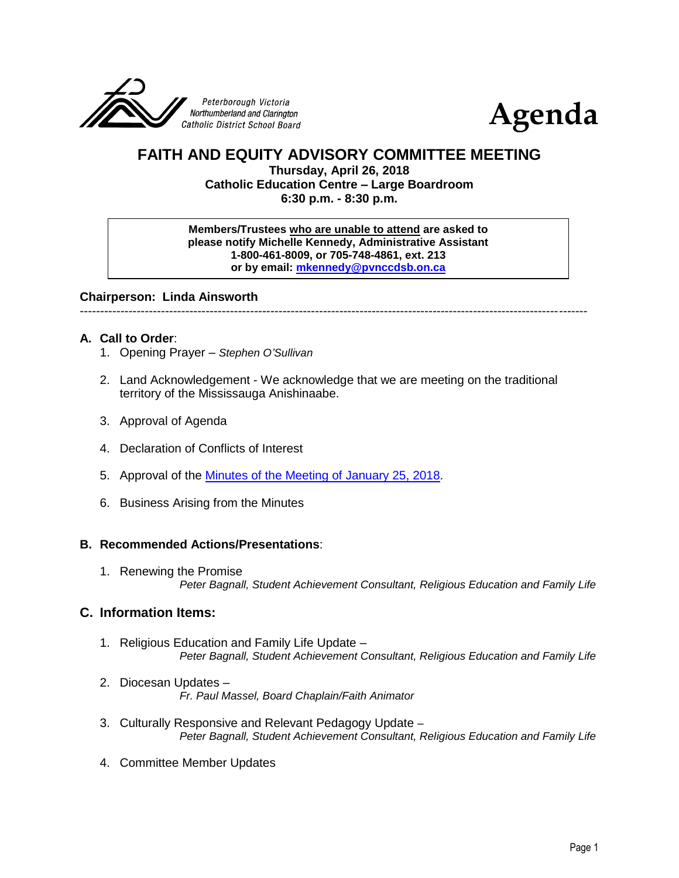Peterborough Victoria Northumberland and Clarington Catholic District School Board

# Agenda

## FAITH AND EQUITY ADVISORY COMMITTEE MEETING

**Thursday, April 26, 2018**
**Catholic Education Centre – Large Boardroom**
**6:30 p.m. - 8:30 p.m.**

> **Members/Trustees who are unable to attend are asked to please notify Michelle Kennedy, Administrative Assistant 1-800-461-8009, or 705-748-4861, ext. 213 or by email: mkennedy@pvnccdsb.on.ca**

**Chairperson: Linda Ainsworth**

---

### A. Call to Order:

1. Opening Prayer – *Stephen O'Sullivan*
2. Land Acknowledgement - We acknowledge that we are meeting on the traditional territory of the Mississauga Anishinaabe.
3. Approval of Agenda
4. Declaration of Conflicts of Interest
5. Approval of the Minutes of the Meeting of January 25, 2018.
6. Business Arising from the Minutes

### B. Recommended Actions/Presentations:

1. Renewing the Promise
   *Peter Bagnall, Student Achievement Consultant, Religious Education and Family Life*

### C. Information Items:

1. Religious Education and Family Life Update –
   *Peter Bagnall, Student Achievement Consultant, Religious Education and Family Life*
2. Diocesan Updates –
   *Fr. Paul Massel, Board Chaplain/Faith Animator*
3. Culturally Responsive and Relevant Pedagogy Update –
   *Peter Bagnall, Student Achievement Consultant, Religious Education and Family Life*
4. Committee Member Updates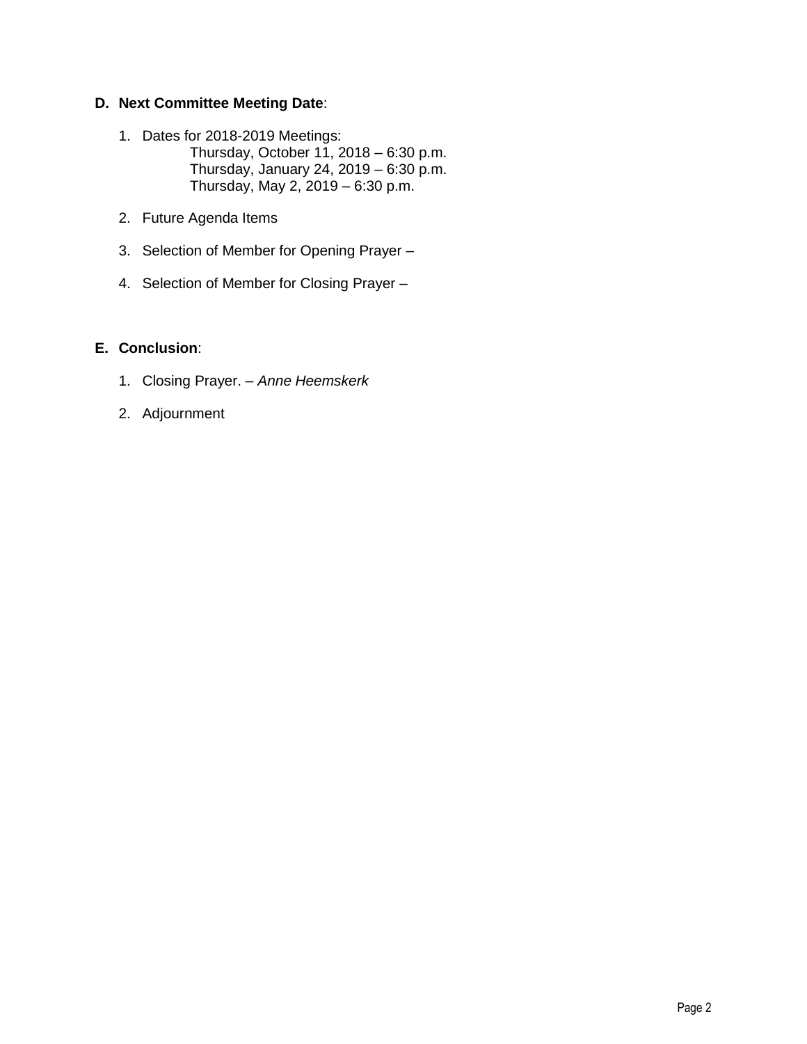**D. Next Committee Meeting Date**:

1. Dates for 2018-2019 Meetings:
   Thursday, October 11, 2018 – 6:30 p.m.
   Thursday, January 24, 2019 – 6:30 p.m.
   Thursday, May 2, 2019 – 6:30 p.m.

2. Future Agenda Items

3. Selection of Member for Opening Prayer –

4. Selection of Member for Closing Prayer –

**E. Conclusion**:

1. Closing Prayer. – *Anne Heemskerk*

2. Adjournment